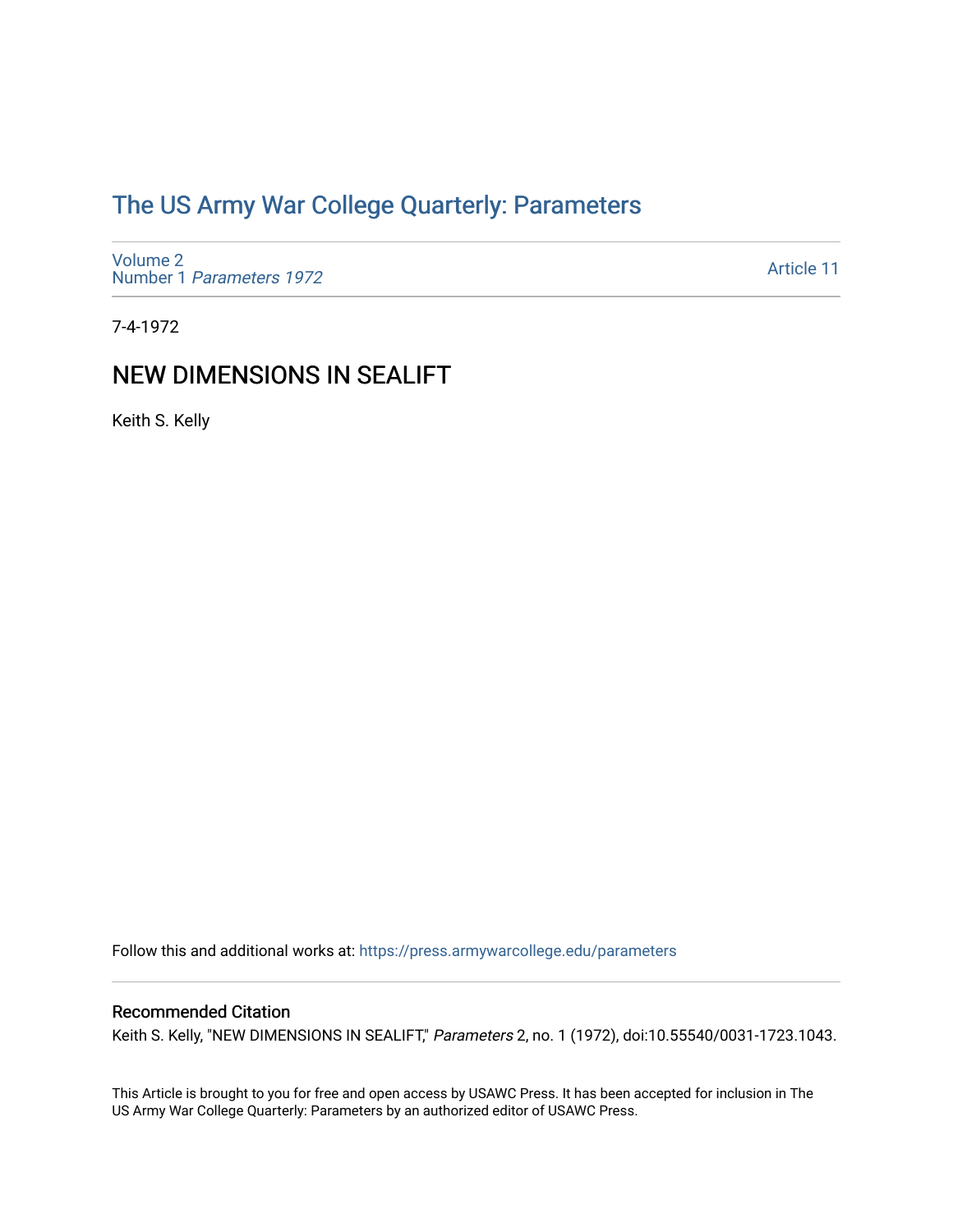# The US Army War College Quarterly: Parameters

Volume 2
Number 1 *Parameters 1972*

Article 11

7-4-1972

## NEW DIMENSIONS IN SEALIFT

Keith S. Kelly

Follow this and additional works at: https://press.armywarcollege.edu/parameters

### Recommended Citation

Keith S. Kelly, "NEW DIMENSIONS IN SEALIFT," *Parameters* 2, no. 1 (1972), doi:10.55540/0031-1723.1043.

This Article is brought to you for free and open access by USAWC Press. It has been accepted for inclusion in The US Army War College Quarterly: Parameters by an authorized editor of USAWC Press.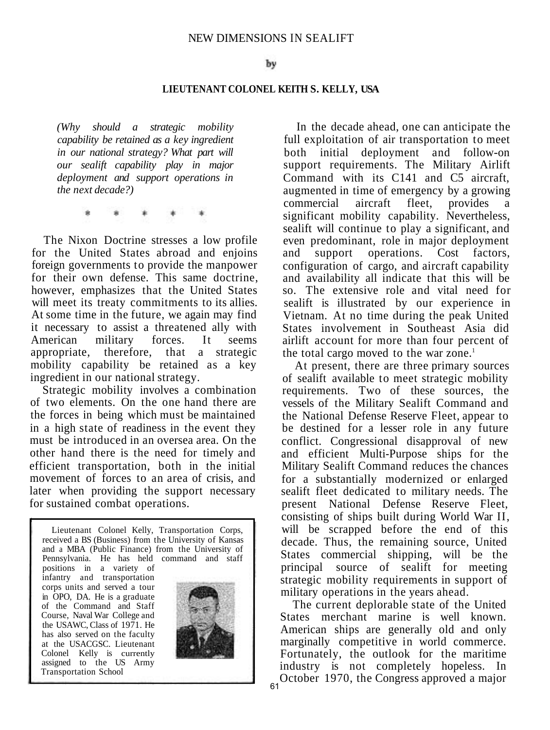# NEW DIMENSIONS IN SEALIFT

by

**LIEUTENANT COLONEL KEITH S. KELLY, USA**

*(Why should a strategic mobility capability be retained as a key ingredient in our national strategy? What part will our sealift capability play in major deployment and support operations in the next decade?)*

\* \* \* \* \*

The Nixon Doctrine stresses a low profile for the United States abroad and enjoins foreign governments to provide the manpower for their own defense. This same doctrine, however, emphasizes that the United States will meet its treaty commitments to its allies. At some time in the future, we again may find it necessary to assist a threatened ally with American military forces. It seems appropriate, therefore, that a strategic mobility capability be retained as a key ingredient in our national strategy.

Strategic mobility involves a combination of two elements. On the one hand there are the forces in being which must be maintained in a high state of readiness in the event they must be introduced in an oversea area. On the other hand there is the need for timely and efficient transportation, both in the initial movement of forces to an area of crisis, and later when providing the support necessary for sustained combat operations.

Lieutenant Colonel Kelly, Transportation Corps, received a BS (Business) from the University of Kansas and a MBA (Public Finance) from the University of Pennsylvania. He has held command and staff positions in a variety of infantry and transportation corps units and served a tour in OPO, DA. He is a graduate of the Command and Staff Course, Naval War College and the USAWC, Class of 1971. He has also served on the faculty at the USACGSC. Lieutenant Colonel Kelly is currently assigned to the US Army Transportation School

In the decade ahead, one can anticipate the full exploitation of air transportation to meet both initial deployment and follow-on support requirements. The Military Airlift Command with its C141 and C5 aircraft, augmented in time of emergency by a growing commercial aircraft fleet, provides a significant mobility capability. Nevertheless, sealift will continue to play a significant, and even predominant, role in major deployment and support operations. Cost factors, configuration of cargo, and aircraft capability and availability all indicate that this will be so. The extensive role and vital need for sealift is illustrated by our experience in Vietnam. At no time during the peak United States involvement in Southeast Asia did airlift account for more than four percent of the total cargo moved to the war zone.[1]

At present, there are three primary sources of sealift available to meet strategic mobility requirements. Two of these sources, the vessels of the Military Sealift Command and the National Defense Reserve Fleet, appear to be destined for a lesser role in any future conflict. Congressional disapproval of new and efficient Multi-Purpose ships for the Military Sealift Command reduces the chances for a substantially modernized or enlarged sealift fleet dedicated to military needs. The present National Defense Reserve Fleet, consisting of ships built during World War II, will be scrapped before the end of this decade. Thus, the remaining source, United States commercial shipping, will be the principal source of sealift for meeting strategic mobility requirements in support of military operations in the years ahead.

The current deplorable state of the United States merchant marine is well known. American ships are generally old and only marginally competitive in world commerce. Fortunately, the outlook for the maritime industry is not completely hopeless. In October 1970, the Congress approved a major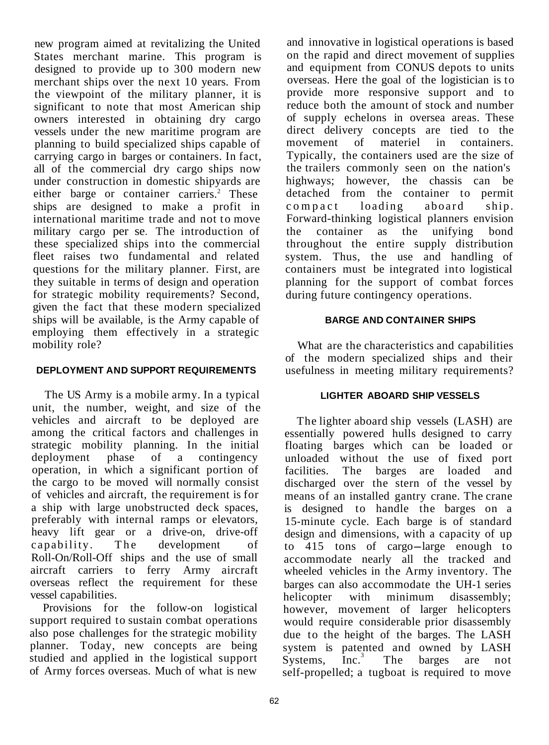new program aimed at revitalizing the United States merchant marine. This program is designed to provide up to 300 modern new merchant ships over the next 10 years. From the viewpoint of the military planner, it is significant to note that most American ship owners interested in obtaining dry cargo vessels under the new maritime program are planning to build specialized ships capable of carrying cargo in barges or containers. In fact, all of the commercial dry cargo ships now under construction in domestic shipyards are either barge or container carriers.[2] These ships are designed to make a profit in international maritime trade and not to move military cargo per se. The introduction of these specialized ships into the commercial fleet raises two fundamental and related questions for the military planner. First, are they suitable in terms of design and operation for strategic mobility requirements? Second, given the fact that these modern specialized ships will be available, is the Army capable of employing them effectively in a strategic mobility role?

## DEPLOYMENT AND SUPPORT REQUIREMENTS

The US Army is a mobile army. In a typical unit, the number, weight, and size of the vehicles and aircraft to be deployed are among the critical factors and challenges in strategic mobility planning. In the initial deployment phase of a contingency operation, in which a significant portion of the cargo to be moved will normally consist of vehicles and aircraft, the requirement is for a ship with large unobstructed deck spaces, preferably with internal ramps or elevators, heavy lift gear or a drive-on, drive-off capability. The development of Roll-On/Roll-Off ships and the use of small aircraft carriers to ferry Army aircraft overseas reflect the requirement for these vessel capabilities.

Provisions for the follow-on logistical support required to sustain combat operations also pose challenges for the strategic mobility planner. Today, new concepts are being studied and applied in the logistical support of Army forces overseas. Much of what is new and innovative in logistical operations is based on the rapid and direct movement of supplies and equipment from CONUS depots to units overseas. Here the goal of the logistician is to provide more responsive support and to reduce both the amount of stock and number of supply echelons in oversea areas. These direct delivery concepts are tied to the movement of materiel in containers. Typically, the containers used are the size of the trailers commonly seen on the nation's highways; however, the chassis can be detached from the container to permit compact loading aboard ship. Forward-thinking logistical planners envision the container as the unifying bond throughout the entire supply distribution system. Thus, the use and handling of containers must be integrated into logistical planning for the support of combat forces during future contingency operations.

## BARGE AND CONTAINER SHIPS

What are the characteristics and capabilities of the modern specialized ships and their usefulness in meeting military requirements?

### LIGHTER ABOARD SHIP VESSELS

The lighter aboard ship vessels (LASH) are essentially powered hulls designed to carry floating barges which can be loaded or unloaded without the use of fixed port facilities. The barges are loaded and discharged over the stern of the vessel by means of an installed gantry crane. The crane is designed to handle the barges on a 15-minute cycle. Each barge is of standard design and dimensions, with a capacity of up to 415 tons of cargo—large enough to accommodate nearly all the tracked and wheeled vehicles in the Army inventory. The barges can also accommodate the UH-1 series helicopter with minimum disassembly; however, movement of larger helicopters would require considerable prior disassembly due to the height of the barges. The LASH system is patented and owned by LASH Systems, Inc.[3] The barges are not self-propelled; a tugboat is required to move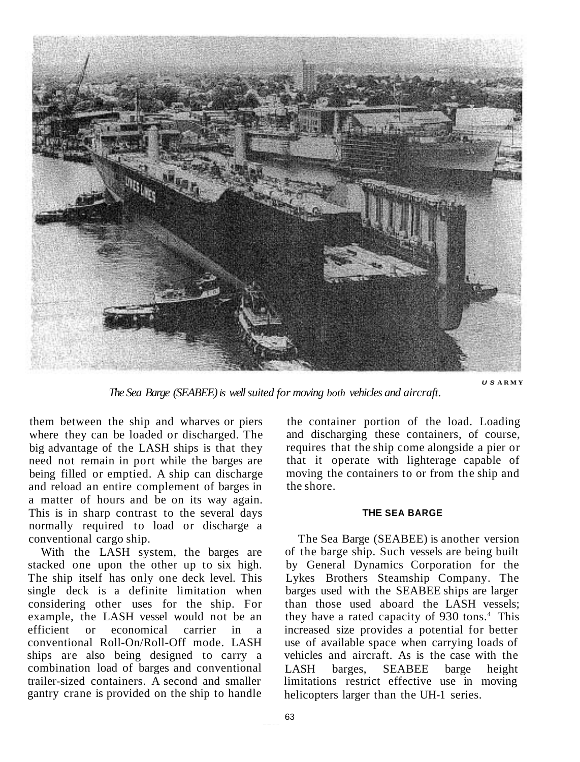US ARMY

*The Sea Barge (SEABEE) is well suited for moving both vehicles and aircraft.*

them between the ship and wharves or piers where they can be loaded or discharged. The big advantage of the LASH ships is that they need not remain in port while the barges are being filled or emptied. A ship can discharge and reload an entire complement of barges in a matter of hours and be on its way again. This is in sharp contrast to the several days normally required to load or discharge a conventional cargo ship.

With the LASH system, the barges are stacked one upon the other up to six high. The ship itself has only one deck level. This single deck is a definite limitation when considering other uses for the ship. For example, the LASH vessel would not be an efficient or economical carrier in a conventional Roll-On/Roll-Off mode. LASH ships are also being designed to carry a combination load of barges and conventional trailer-sized containers. A second and smaller gantry crane is provided on the ship to handle the container portion of the load. Loading and discharging these containers, of course, requires that the ship come alongside a pier or that it operate with lighterage capable of moving the containers to or from the ship and the shore.

#### THE SEA BARGE

The Sea Barge (SEABEE) is another version of the barge ship. Such vessels are being built by General Dynamics Corporation for the Lykes Brothers Steamship Company. The barges used with the SEABEE ships are larger than those used aboard the LASH vessels; they have a rated capacity of 930 tons.[4] This increased size provides a potential for better use of available space when carrying loads of vehicles and aircraft. As is the case with the LASH barges, SEABEE barge height limitations restrict effective use in moving helicopters larger than the UH-1 series.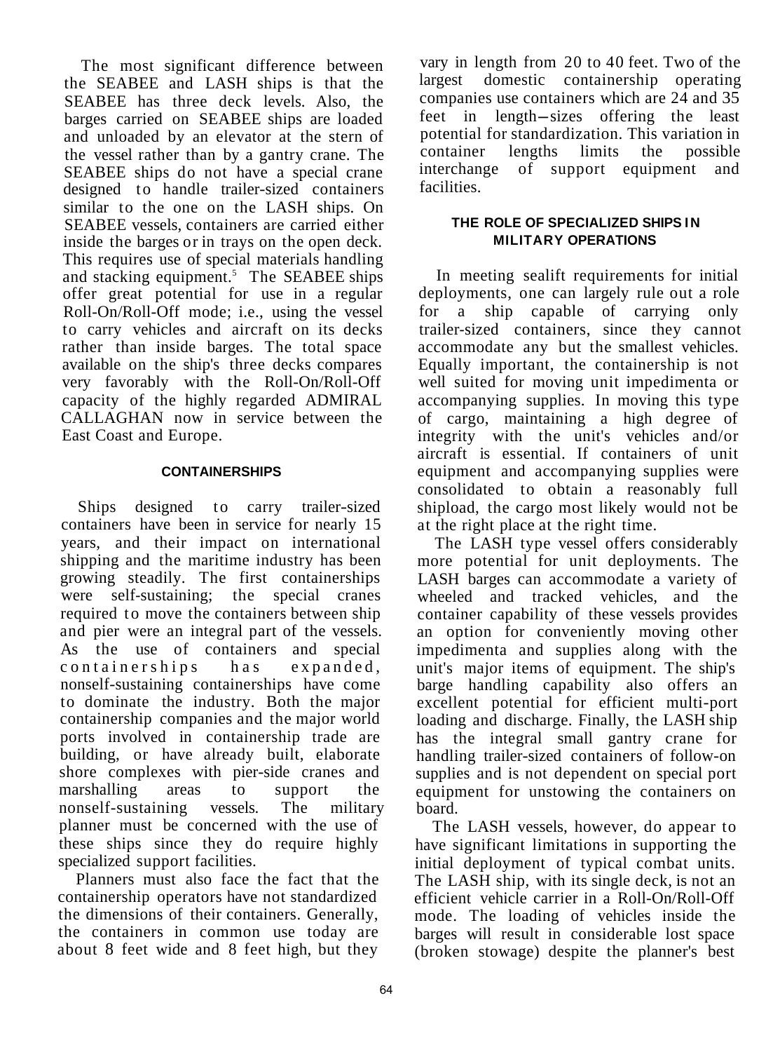The most significant difference between the SEABEE and LASH ships is that the SEABEE has three deck levels. Also, the barges carried on SEABEE ships are loaded and unloaded by an elevator at the stern of the vessel rather than by a gantry crane. The SEABEE ships do not have a special crane designed to handle trailer-sized containers similar to the one on the LASH ships. On SEABEE vessels, containers are carried either inside the barges or in trays on the open deck. This requires use of special materials handling and stacking equipment.[5] The SEABEE ships offer great potential for use in a regular Roll-On/Roll-Off mode; i.e., using the vessel to carry vehicles and aircraft on its decks rather than inside barges. The total space available on the ship's three decks compares very favorably with the Roll-On/Roll-Off capacity of the highly regarded ADMIRAL CALLAGHAN now in service between the East Coast and Europe.

#### CONTAINERSHIPS

Ships designed to carry trailer-sized containers have been in service for nearly 15 years, and their impact on international shipping and the maritime industry has been growing steadily. The first containerships were self-sustaining; the special cranes required to move the containers between ship and pier were an integral part of the vessels. As the use of containers and special containerships has expanded, nonself-sustaining containerships have come to dominate the industry. Both the major containership companies and the major world ports involved in containership trade are building, or have already built, elaborate shore complexes with pier-side cranes and marshalling areas to support the nonself-sustaining vessels. The military planner must be concerned with the use of these ships since they do require highly specialized support facilities.

Planners must also face the fact that the containership operators have not standardized the dimensions of their containers. Generally, the containers in common use today are about 8 feet wide and 8 feet high, but they vary in length from 20 to 40 feet. Two of the largest domestic containership operating companies use containers which are 24 and 35 feet in length—sizes offering the least potential for standardization. This variation in container lengths limits the possible interchange of support equipment and facilities.

#### THE ROLE OF SPECIALIZED SHIPS IN MILITARY OPERATIONS

In meeting sealift requirements for initial deployments, one can largely rule out a role for a ship capable of carrying only trailer-sized containers, since they cannot accommodate any but the smallest vehicles. Equally important, the containership is not well suited for moving unit impedimenta or accompanying supplies. In moving this type of cargo, maintaining a high degree of integrity with the unit's vehicles and/or aircraft is essential. If containers of unit equipment and accompanying supplies were consolidated to obtain a reasonably full shipload, the cargo most likely would not be at the right place at the right time.

The LASH type vessel offers considerably more potential for unit deployments. The LASH barges can accommodate a variety of wheeled and tracked vehicles, and the container capability of these vessels provides an option for conveniently moving other impedimenta and supplies along with the unit's major items of equipment. The ship's barge handling capability also offers an excellent potential for efficient multi-port loading and discharge. Finally, the LASH ship has the integral small gantry crane for handling trailer-sized containers of follow-on supplies and is not dependent on special port equipment for unstowing the containers on board.

The LASH vessels, however, do appear to have significant limitations in supporting the initial deployment of typical combat units. The LASH ship, with its single deck, is not an efficient vehicle carrier in a Roll-On/Roll-Off mode. The loading of vehicles inside the barges will result in considerable lost space (broken stowage) despite the planner's best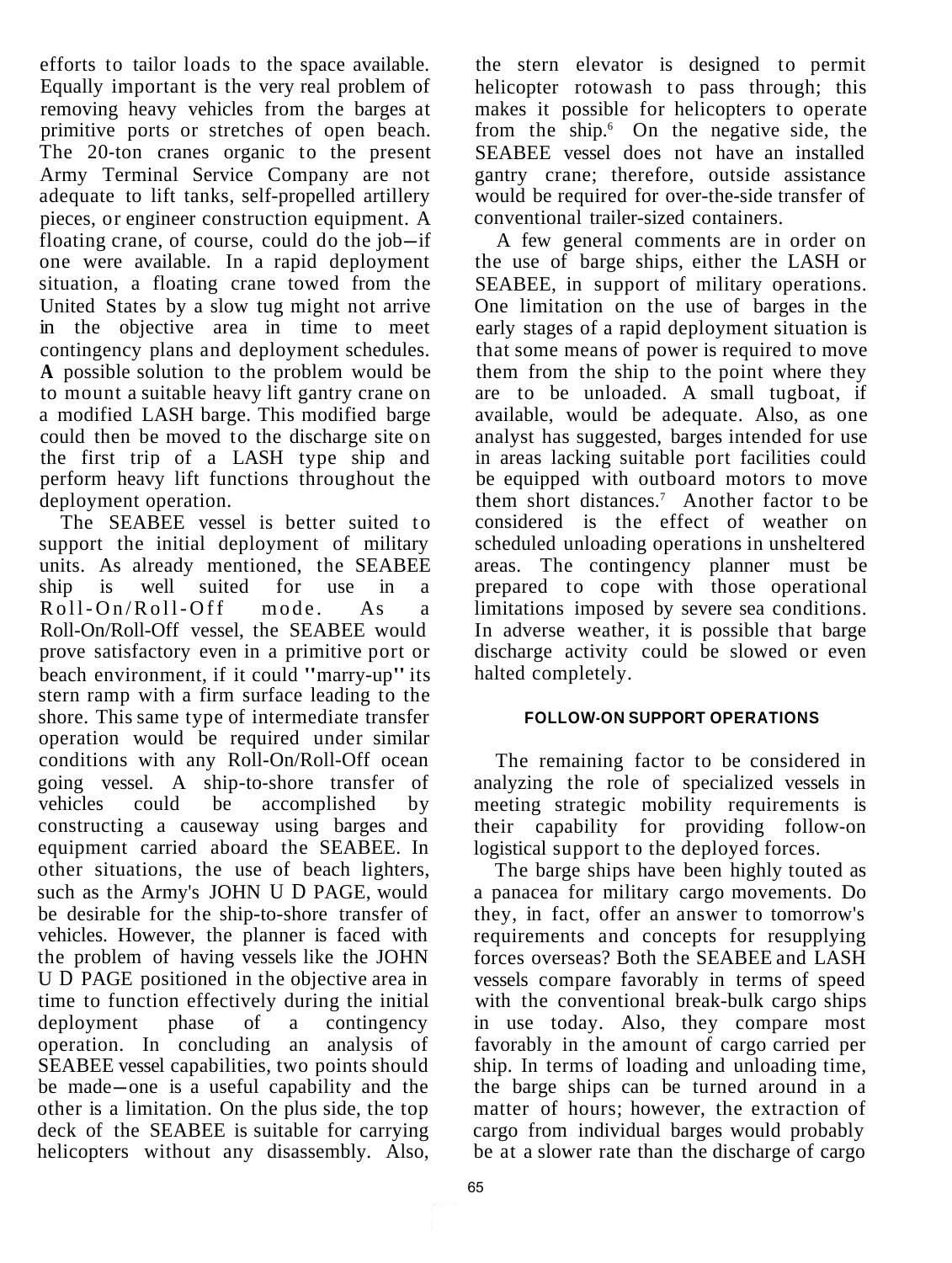efforts to tailor loads to the space available. Equally important is the very real problem of removing heavy vehicles from the barges at primitive ports or stretches of open beach. The 20-ton cranes organic to the present Army Terminal Service Company are not adequate to lift tanks, self-propelled artillery pieces, or engineer construction equipment. A floating crane, of course, could do the job—if one were available. In a rapid deployment situation, a floating crane towed from the United States by a slow tug might not arrive in the objective area in time to meet contingency plans and deployment schedules. **A** possible solution to the problem would be to mount a suitable heavy lift gantry crane on a modified LASH barge. This modified barge could then be moved to the discharge site on the first trip of a LASH type ship and perform heavy lift functions throughout the deployment operation.

The SEABEE vessel is better suited to support the initial deployment of military units. As already mentioned, the SEABEE ship is well suited for use in a Roll-On/Roll-Off mode. As a Roll-On/Roll-Off vessel, the SEABEE would prove satisfactory even in a primitive port or beach environment, if it could "marry-up" its stern ramp with a firm surface leading to the shore. This same type of intermediate transfer operation would be required under similar conditions with any Roll-On/Roll-Off ocean going vessel. A ship-to-shore transfer of vehicles could be accomplished by constructing a causeway using barges and equipment carried aboard the SEABEE. In other situations, the use of beach lighters, such as the Army's JOHN U D PAGE, would be desirable for the ship-to-shore transfer of vehicles. However, the planner is faced with the problem of having vessels like the JOHN U D PAGE positioned in the objective area in time to function effectively during the initial deployment phase of a contingency operation. In concluding an analysis of SEABEE vessel capabilities, two points should be made—one is a useful capability and the other is a limitation. On the plus side, the top deck of the SEABEE is suitable for carrying helicopters without any disassembly. Also, the stern elevator is designed to permit helicopter rotowash to pass through; this makes it possible for helicopters to operate from the ship.[6] On the negative side, the SEABEE vessel does not have an installed gantry crane; therefore, outside assistance would be required for over-the-side transfer of conventional trailer-sized containers.

A few general comments are in order on the use of barge ships, either the LASH or SEABEE, in support of military operations. One limitation on the use of barges in the early stages of a rapid deployment situation is that some means of power is required to move them from the ship to the point where they are to be unloaded. A small tugboat, if available, would be adequate. Also, as one analyst has suggested, barges intended for use in areas lacking suitable port facilities could be equipped with outboard motors to move them short distances.[7] Another factor to be considered is the effect of weather on scheduled unloading operations in unsheltered areas. The contingency planner must be prepared to cope with those operational limitations imposed by severe sea conditions. In adverse weather, it is possible that barge discharge activity could be slowed or even halted completely.

#### FOLLOW-ON SUPPORT OPERATIONS

The remaining factor to be considered in analyzing the role of specialized vessels in meeting strategic mobility requirements is their capability for providing follow-on logistical support to the deployed forces.

The barge ships have been highly touted as a panacea for military cargo movements. Do they, in fact, offer an answer to tomorrow's requirements and concepts for resupplying forces overseas? Both the SEABEE and LASH vessels compare favorably in terms of speed with the conventional break-bulk cargo ships in use today. Also, they compare most favorably in the amount of cargo carried per ship. In terms of loading and unloading time, the barge ships can be turned around in a matter of hours; however, the extraction of cargo from individual barges would probably be at a slower rate than the discharge of cargo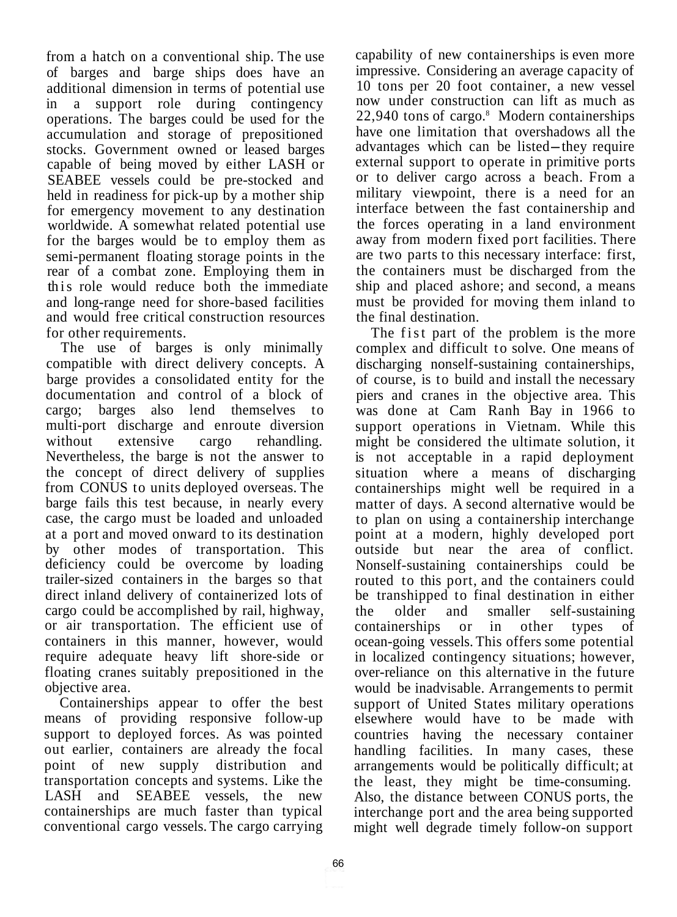from a hatch on a conventional ship. The use of barges and barge ships does have an additional dimension in terms of potential use in a support role during contingency operations. The barges could be used for the accumulation and storage of prepositioned stocks. Government owned or leased barges capable of being moved by either LASH or SEABEE vessels could be pre-stocked and held in readiness for pick-up by a mother ship for emergency movement to any destination worldwide. A somewhat related potential use for the barges would be to employ them as semi-permanent floating storage points in the rear of a combat zone. Employing them in this role would reduce both the immediate and long-range need for shore-based facilities and would free critical construction resources for other requirements.

The use of barges is only minimally compatible with direct delivery concepts. A barge provides a consolidated entity for the documentation and control of a block of cargo; barges also lend themselves to multi-port discharge and enroute diversion without extensive cargo rehandling. Nevertheless, the barge is not the answer to the concept of direct delivery of supplies from CONUS to units deployed overseas. The barge fails this test because, in nearly every case, the cargo must be loaded and unloaded at a port and moved onward to its destination by other modes of transportation. This deficiency could be overcome by loading trailer-sized containers in the barges so that direct inland delivery of containerized lots of cargo could be accomplished by rail, highway, or air transportation. The efficient use of containers in this manner, however, would require adequate heavy lift shore-side or floating cranes suitably prepositioned in the objective area.

Containerships appear to offer the best means of providing responsive follow-up support to deployed forces. As was pointed out earlier, containers are already the focal point of new supply distribution and transportation concepts and systems. Like the LASH and SEABEE vessels, the new containerships are much faster than typical conventional cargo vessels. The cargo carrying capability of new containerships is even more impressive. Considering an average capacity of 10 tons per 20 foot container, a new vessel now under construction can lift as much as 22,940 tons of cargo.[8] Modern containerships have one limitation that overshadows all the advantages which can be listed—they require external support to operate in primitive ports or to deliver cargo across a beach. From a military viewpoint, there is a need for an interface between the fast containership and the forces operating in a land environment away from modern fixed port facilities. There are two parts to this necessary interface: first, the containers must be discharged from the ship and placed ashore; and second, a means must be provided for moving them inland to the final destination.

The fist part of the problem is the more complex and difficult to solve. One means of discharging nonself-sustaining containerships, of course, is to build and install the necessary piers and cranes in the objective area. This was done at Cam Ranh Bay in 1966 to support operations in Vietnam. While this might be considered the ultimate solution, it is not acceptable in a rapid deployment situation where a means of discharging containerships might well be required in a matter of days. A second alternative would be to plan on using a containership interchange point at a modern, highly developed port outside but near the area of conflict. Nonself-sustaining containerships could be routed to this port, and the containers could be transhipped to final destination in either the older and smaller self-sustaining containerships or in other types of ocean-going vessels. This offers some potential in localized contingency situations; however, over-reliance on this alternative in the future would be inadvisable. Arrangements to permit support of United States military operations elsewhere would have to be made with countries having the necessary container handling facilities. In many cases, these arrangements would be politically difficult; at the least, they might be time-consuming. Also, the distance between CONUS ports, the interchange port and the area being supported might well degrade timely follow-on support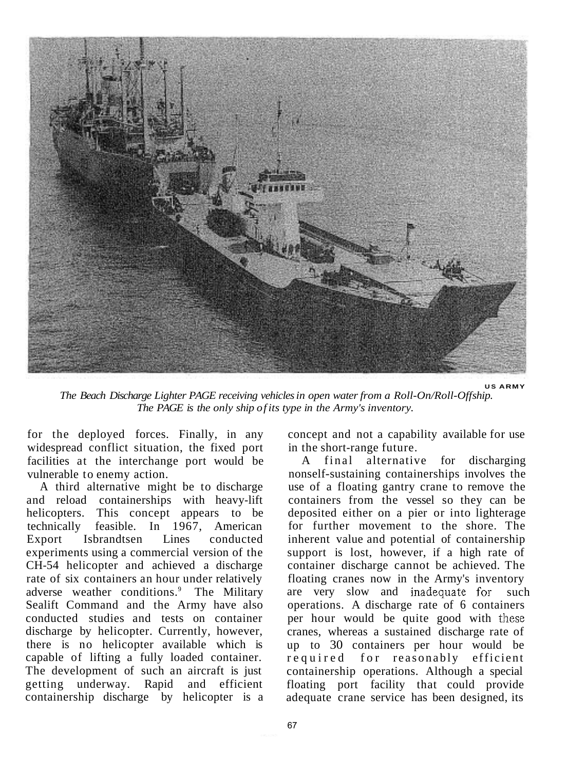US ARMY

*The Beach Discharge Lighter PAGE receiving vehicles in open water from a Roll-On/Roll-Offship. The PAGE is the only ship of its type in the Army's inventory.*

for the deployed forces. Finally, in any widespread conflict situation, the fixed port facilities at the interchange port would be vulnerable to enemy action.

A third alternative might be to discharge and reload containerships with heavy-lift helicopters. This concept appears to be technically feasible. In 1967, American Export Isbrandtsen Lines conducted experiments using a commercial version of the CH-54 helicopter and achieved a discharge rate of six containers an hour under relatively adverse weather conditions.[9] The Military Sealift Command and the Army have also conducted studies and tests on container discharge by helicopter. Currently, however, there is no helicopter available which is capable of lifting a fully loaded container. The development of such an aircraft is just getting underway. Rapid and efficient containership discharge by helicopter is a concept and not a capability available for use in the short-range future.

A final alternative for discharging nonself-sustaining containerships involves the use of a floating gantry crane to remove the containers from the vessel so they can be deposited either on a pier or into lighterage for further movement to the shore. The inherent value and potential of containership support is lost, however, if a high rate of container discharge cannot be achieved. The floating cranes now in the Army's inventory are very slow and inadequate for such operations. A discharge rate of 6 containers per hour would be quite good with these cranes, whereas a sustained discharge rate of up to 30 containers per hour would be required for reasonably efficient containership operations. Although a special floating port facility that could provide adequate crane service has been designed, its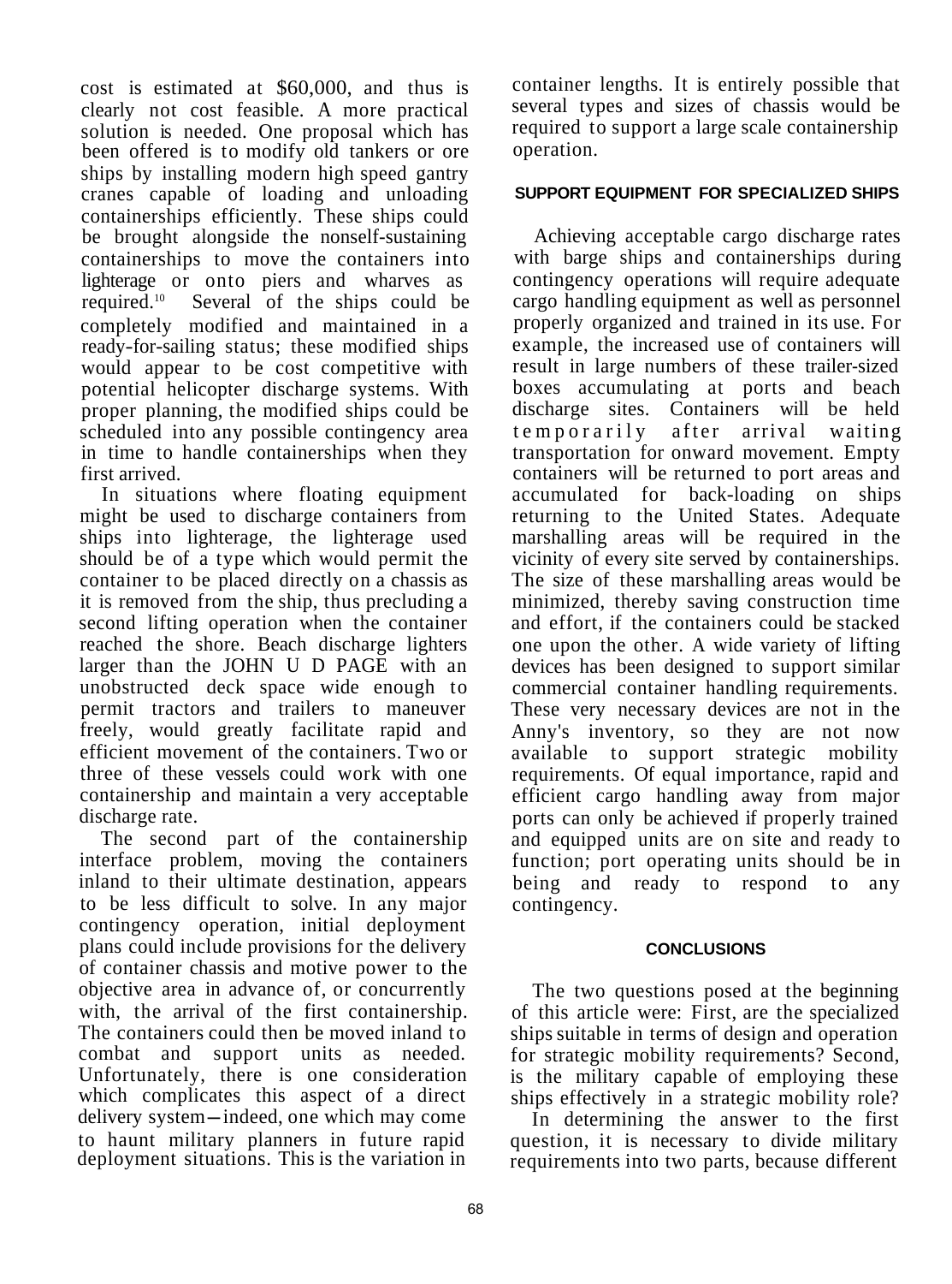cost is estimated at $60,000, and thus is clearly not cost feasible. A more practical solution is needed. One proposal which has been offered is to modify old tankers or ore ships by installing modern high speed gantry cranes capable of loading and unloading containerships efficiently. These ships could be brought alongside the nonself-sustaining containerships to move the containers into lighterage or onto piers and wharves as required.[10] Several of the ships could be completely modified and maintained in a ready-for-sailing status; these modified ships would appear to be cost competitive with potential helicopter discharge systems. With proper planning, the modified ships could be scheduled into any possible contingency area in time to handle containerships when they first arrived.

In situations where floating equipment might be used to discharge containers from ships into lighterage, the lighterage used should be of a type which would permit the container to be placed directly on a chassis as it is removed from the ship, thus precluding a second lifting operation when the container reached the shore. Beach discharge lighters larger than the JOHN U D PAGE with an unobstructed deck space wide enough to permit tractors and trailers to maneuver freely, would greatly facilitate rapid and efficient movement of the containers. Two or three of these vessels could work with one containership and maintain a very acceptable discharge rate.

The second part of the containership interface problem, moving the containers inland to their ultimate destination, appears to be less difficult to solve. In any major contingency operation, initial deployment plans could include provisions for the delivery of container chassis and motive power to the objective area in advance of, or concurrently with, the arrival of the first containership. The containers could then be moved inland to combat and support units as needed. Unfortunately, there is one consideration which complicates this aspect of a direct delivery system—indeed, one which may come to haunt military planners in future rapid deployment situations. This is the variation in container lengths. It is entirely possible that several types and sizes of chassis would be required to support a large scale containership operation.

## SUPPORT EQUIPMENT FOR SPECIALIZED SHIPS

Achieving acceptable cargo discharge rates with barge ships and containerships during contingency operations will require adequate cargo handling equipment as well as personnel properly organized and trained in its use. For example, the increased use of containers will result in large numbers of these trailer-sized boxes accumulating at ports and beach discharge sites. Containers will be held temporarily after arrival waiting transportation for onward movement. Empty containers will be returned to port areas and accumulated for back-loading on ships returning to the United States. Adequate marshalling areas will be required in the vicinity of every site served by containerships. The size of these marshalling areas would be minimized, thereby saving construction time and effort, if the containers could be stacked one upon the other. A wide variety of lifting devices has been designed to support similar commercial container handling requirements. These very necessary devices are not in the Anny's inventory, so they are not now available to support strategic mobility requirements. Of equal importance, rapid and efficient cargo handling away from major ports can only be achieved if properly trained and equipped units are on site and ready to function; port operating units should be in being and ready to respond to any contingency.

## CONCLUSIONS

The two questions posed at the beginning of this article were: First, are the specialized ships suitable in terms of design and operation for strategic mobility requirements? Second, is the military capable of employing these ships effectively in a strategic mobility role?

In determining the answer to the first question, it is necessary to divide military requirements into two parts, because different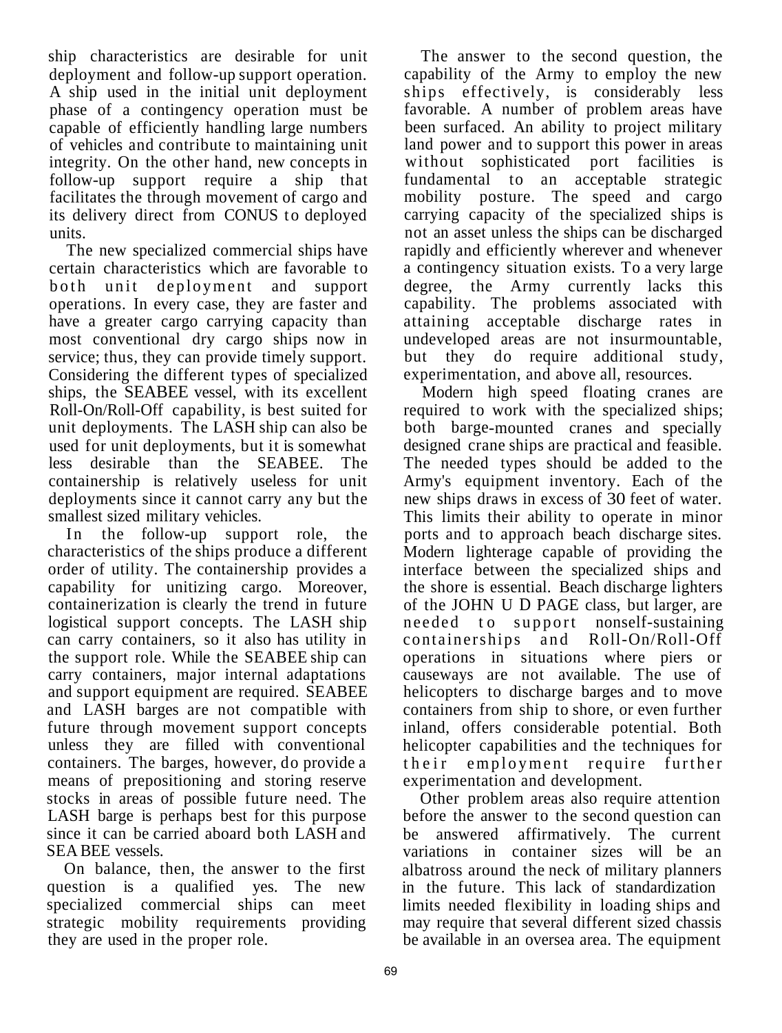ship characteristics are desirable for unit deployment and follow-up support operation. A ship used in the initial unit deployment phase of a contingency operation must be capable of efficiently handling large numbers of vehicles and contribute to maintaining unit integrity. On the other hand, new concepts in follow-up support require a ship that facilitates the through movement of cargo and its delivery direct from CONUS to deployed units.

The new specialized commercial ships have certain characteristics which are favorable to both unit deployment and support operations. In every case, they are faster and have a greater cargo carrying capacity than most conventional dry cargo ships now in service; thus, they can provide timely support. Considering the different types of specialized ships, the SEABEE vessel, with its excellent Roll-On/Roll-Off capability, is best suited for unit deployments. The LASH ship can also be used for unit deployments, but it is somewhat less desirable than the SEABEE. The containership is relatively useless for unit deployments since it cannot carry any but the smallest sized military vehicles.

In the follow-up support role, the characteristics of the ships produce a different order of utility. The containership provides a capability for unitizing cargo. Moreover, containerization is clearly the trend in future logistical support concepts. The LASH ship can carry containers, so it also has utility in the support role. While the SEABEE ship can carry containers, major internal adaptations and support equipment are required. SEABEE and LASH barges are not compatible with future through movement support concepts unless they are filled with conventional containers. The barges, however, do provide a means of prepositioning and storing reserve stocks in areas of possible future need. The LASH barge is perhaps best for this purpose since it can be carried aboard both LASH and SEABEE vessels.

On balance, then, the answer to the first question is a qualified yes. The new specialized commercial ships can meet strategic mobility requirements providing they are used in the proper role.

The answer to the second question, the capability of the Army to employ the new ships effectively, is considerably less favorable. A number of problem areas have been surfaced. An ability to project military land power and to support this power in areas without sophisticated port facilities is fundamental to an acceptable strategic mobility posture. The speed and cargo carrying capacity of the specialized ships is not an asset unless the ships can be discharged rapidly and efficiently wherever and whenever a contingency situation exists. To a very large degree, the Army currently lacks this capability. The problems associated with attaining acceptable discharge rates in undeveloped areas are not insurmountable, but they do require additional study, experimentation, and above all, resources.

Modern high speed floating cranes are required to work with the specialized ships; both barge-mounted cranes and specially designed crane ships are practical and feasible. The needed types should be added to the Army's equipment inventory. Each of the new ships draws in excess of 30 feet of water. This limits their ability to operate in minor ports and to approach beach discharge sites. Modern lighterage capable of providing the interface between the specialized ships and the shore is essential. Beach discharge lighters of the JOHN U D PAGE class, but larger, are needed to support nonself-sustaining containerships and Roll-On/Roll-Off operations in situations where piers or causeways are not available. The use of helicopters to discharge barges and to move containers from ship to shore, or even further inland, offers considerable potential. Both helicopter capabilities and the techniques for their employment require further experimentation and development.

Other problem areas also require attention before the answer to the second question can be answered affirmatively. The current variations in container sizes will be an albatross around the neck of military planners in the future. This lack of standardization limits needed flexibility in loading ships and may require that several different sized chassis be available in an oversea area. The equipment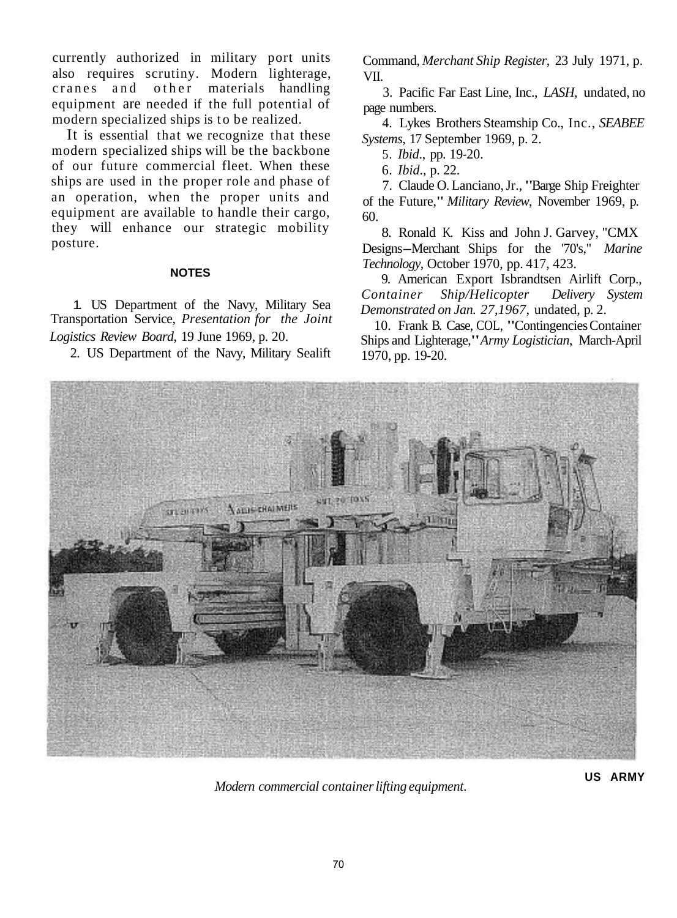currently authorized in military port units also requires scrutiny. Modern lighterage, cranes and other materials handling equipment are needed if the full potential of modern specialized ships is to be realized.

It is essential that we recognize that these modern specialized ships will be the backbone of our future commercial fleet. When these ships are used in the proper role and phase of an operation, when the proper units and equipment are available to handle their cargo, they will enhance our strategic mobility posture.

## NOTES

1. US Department of the Navy, Military Sea Transportation Service, *Presentation for the Joint Logistics Review Board*, 19 June 1969, p. 20.
2. US Department of the Navy, Military Sealift Command, *Merchant Ship Register*, 23 July 1971, p. VII.
3. Pacific Far East Line, Inc., *LASH*, undated, no page numbers.
4. Lykes Brothers Steamship Co., Inc., *SEABEE Systems*, 17 September 1969, p. 2.
5. *Ibid*., pp. 19-20.
6. *Ibid*., p. 22.
7. Claude O. Lanciano, Jr., "Barge Ship Freighter of the Future," *Military Review*, November 1969, p. 60.
8. Ronald K. Kiss and John J. Garvey, "CMX Designs—Merchant Ships for the '70's," *Marine Technology*, October 1970, pp. 417, 423.
9. American Export Isbrandtsen Airlift Corp., *Container Ship/Helicopter Delivery System Demonstrated on Jan. 27,1967*, undated, p. 2.
10. Frank B. Case, COL, "Contingencies Container Ships and Lighterage," *Army Logistician*, March-April 1970, pp. 19-20.

*Modern commercial container lifting equipment.*

US ARMY